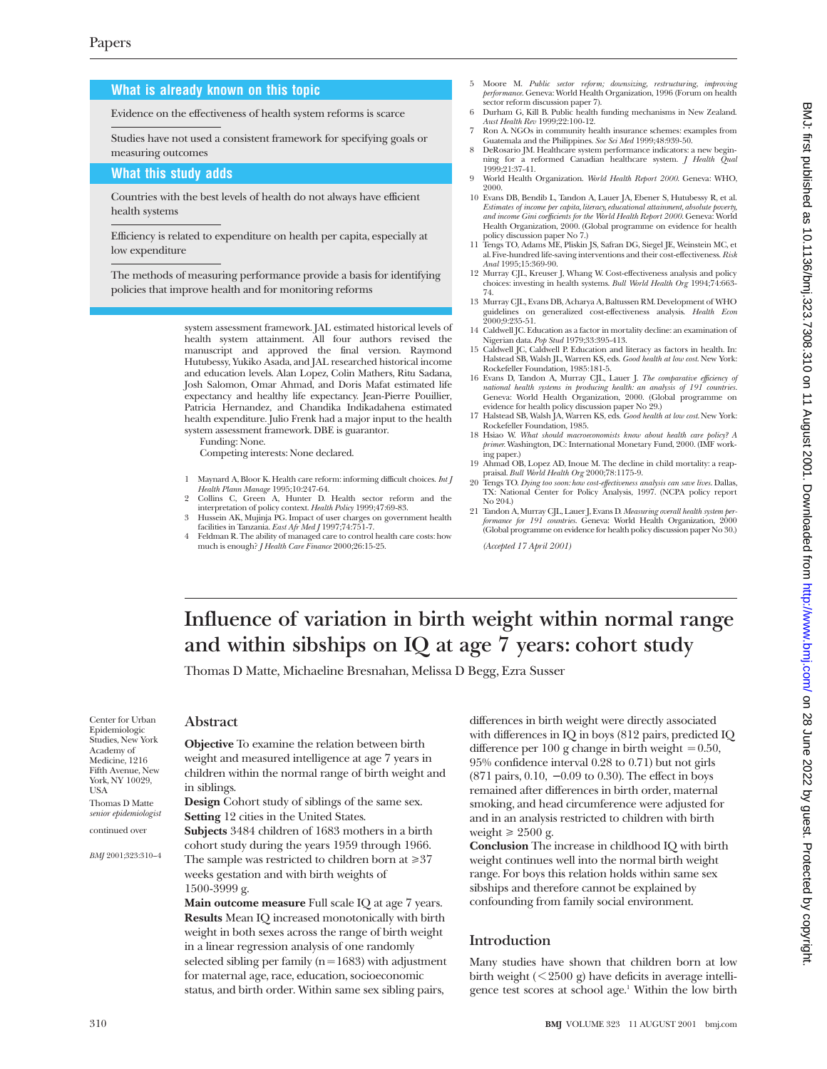## What is already known on this topic

Evidence on the effectiveness of health system reforms is scarce

Studies have not used a consistent framework for specifying goals or measuring outcomes

## What this study adds

Countries with the best levels of health do not always have efficient health systems

Efficiency is related to expenditure on health per capita, especially at low expenditure

The methods of measuring performance provide a basis for identifying policies that improve health and for monitoring reforms

system assessment framework. JAL estimated historical levels of health system attainment. All four authors revised the manuscript and approved the final version. Raymond Hutubessy, Yukiko Asada, and JAL researched historical income and education levels. Alan Lopez, Colin Mathers, Ritu Sadana, Josh Salomon, Omar Ahmad, and Doris Mafat estimated life expectancy and healthy life expectancy. Jean-Pierre Pouillier, Patricia Hernandez, and Chandika Indikadahena estimated health expenditure. Julio Frenk had a major input to the health system assessment framework. DBE is guarantor.

Funding: None.

Competing interests: None declared.

1. Maynard A, Bloor K. Health care reform: informing difficult choices. *Int J Health Plann Manage* 1995;10:247-64.
2. Collins C, Green A, Hunter D. Health sector reform and the interpretation of policy context. *Health Policy* 1999;47:69-83.
3. Hussein AK, Mujinja PG. Impact of user charges on government health facilities in Tanzania. *East Afr Med J* 1997;74:751-7.
4. Feldman R. The ability of managed care to control health care costs: how much is enough? *J Health Care Finance* 2000;26:15-25.
5. Moore M. *Public sector reform; downsizing, restructuring, improving performance.* Geneva: World Health Organization, 1996 (Forum on health sector reform discussion paper 7).
6. Durham G, Kill B. Public health funding mechanisms in New Zealand. *Aust Health Rev* 1999;22:100-12.
7. Ron A. NGOs in community health insurance schemes: examples from Guatemala and the Philippines. *Soc Sci Med* 1999;48:939-50.
8. DeRosario JM. Healthcare system performance indicators: a new beginning for a reformed Canadian healthcare system. *J Health Qual* 1999;21:37-41.
9. World Health Organization. *World Health Report 2000.* Geneva: WHO, 2000.
10. Evans DB, Bendib L, Tandon A, Lauer JA, Ebener S, Hutubessy R, et al. *Estimates of income per capita, literacy, educational attainment, absolute poverty, and income Gini coefficients for the World Health Report 2000.* Geneva: World Health Organization, 2000. (Global programme on evidence for health policy discussion paper No 7.)
11. Tengs TO, Adams ME, Pliskin JS, Safran DG, Siegel JE, Weinstein MC, et al. Five-hundred life-saving interventions and their cost-effectiveness. *Risk Anal* 1995;15:369-90.
12. Murray CJL, Kreuser J, Whang W. Cost-effectiveness analysis and policy choices: investing in health systems. *Bull World Health Org* 1994;74:663-74.
13. Murray CJL, Evans DB, Acharya A, Baltussen RM. Development of WHO guidelines on generalized cost-effectiveness analysis. *Health Econ* 2000;9:235-51.
14. Caldwell JC. Education as a factor in mortality decline: an examination of Nigerian data. *Pop Stud* 1979;33:395-413.
15. Caldwell JC, Caldwell P. Education and literacy as factors in health. In: Halstead SB, Walsh JL, Warren KS, eds. *Good health at low cost.* New York: Rockefeller Foundation, 1985:181-5.
16. Evans D, Tandon A, Murray CJL, Lauer J. *The comparative efficiency of national health systems in producing health: an analysis of 191 countries.* Geneva: World Health Organization, 2000. (Global programme on evidence for health policy discussion paper No 29.)
17. Halstead SB, Walsh JA, Warren KS, eds. *Good health at low cost.* New York: Rockefeller Foundation, 1985.
18. Hsiao W. *What should macroeconomists know about health care policy? A primer.* Washington, DC: International Monetary Fund, 2000. (IMF working paper.)
19. Ahmad OB, Lopez AD, Inoue M. The decline in child mortality: a reappraisal. *Bull World Health Org* 2000;78:1175-9.
20. Tengs TO. *Dying too soon: how cost-effectiveness analysis can save lives.* Dallas, TX: National Center for Policy Analysis, 1997. (NCPA policy report No 204.)
21. Tandon A, Murray CJL, Lauer J, Evans D. *Measuring overall health system performance for 191 countries.* Geneva: World Health Organization, 2000 (Global programme on evidence for health policy discussion paper No 30.)

*(Accepted 17 April 2001)*

# Influence of variation in birth weight within normal range and within sibships on IQ at age 7 years: cohort study

Thomas D Matte, Michaeline Bresnahan, Melissa D Begg, Ezra Susser

Center for Urban Epidemiologic Studies, New York Academy of Medicine, 1216 Fifth Avenue, New York, NY 10029, USA

Thomas D Matte *senior epidemiologist*

continued over

*BMJ* 2001;323:310–4

## Abstract

**Objective** To examine the relation between birth weight and measured intelligence at age 7 years in children within the normal range of birth weight and in siblings.

**Design** Cohort study of siblings of the same sex.

**Setting** 12 cities in the United States.

**Subjects** 3484 children of 1683 mothers in a birth cohort study during the years 1959 through 1966. The sample was restricted to children born at ≥37 weeks gestation and with birth weights of 1500-3999 g.

**Main outcome measure** Full scale IQ at age 7 years.

**Results** Mean IQ increased monotonically with birth weight in both sexes across the range of birth weight in a linear regression analysis of one randomly selected sibling per family (n=1683) with adjustment for maternal age, race, education, socioeconomic status, and birth order. Within same sex sibling pairs, differences in birth weight were directly associated with differences in IQ in boys (812 pairs, predicted IQ difference per 100 g change in birth weight = 0.50, 95% confidence interval 0.28 to 0.71) but not girls (871 pairs, 0.10, −0.09 to 0.30). The effect in boys remained after differences in birth order, maternal smoking, and head circumference were adjusted for and in an analysis restricted to children with birth weight ≥ 2500 g.

**Conclusion** The increase in childhood IQ with birth weight continues well into the normal birth weight range. For boys this relation holds within same sex sibships and therefore cannot be explained by confounding from family social environment.

## Introduction

Many studies have shown that children born at low birth weight (<2500 g) have deficits in average intelligence test scores at school age.[1] Within the low birth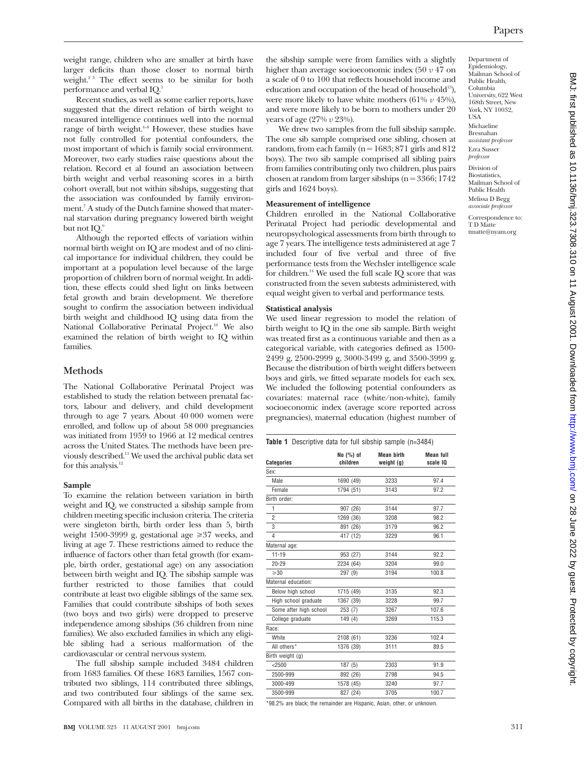weight range, children who are smaller at birth have larger deficits than those closer to normal birth weight.[2 3] The effect seems to be similar for both performance and verbal IQ.[1]

Recent studies, as well as some earlier reports, have suggested that the direct relation of birth weight to measured intelligence continues well into the normal range of birth weight.[4-8] However, these studies have not fully controlled for potential confounders, the most important of which is family social environment. Moreover, two early studies raise questions about the relation. Record et al found an association between birth weight and verbal reasoning scores in a birth cohort overall, but not within sibships, suggesting that the association was confounded by family environment.[7] A study of the Dutch famine showed that maternal starvation during pregnancy lowered birth weight but not IQ.[9]

Although the reported effects of variation within normal birth weight on IQ are modest and of no clinical importance for individual children, they could be important at a population level because of the large proportion of children born of normal weight. In addition, these effects could shed light on links between fetal growth and brain development. We therefore sought to confirm the association between individual birth weight and childhood IQ using data from the National Collaborative Perinatal Project.[10] We also examined the relation of birth weight to IQ within families.

## Methods

The National Collaborative Perinatal Project was established to study the relation between prenatal factors, labour and delivery, and child development through to age 7 years. About 40 000 women were enrolled, and follow up of about 58 000 pregnancies was initiated from 1959 to 1966 at 12 medical centres across the United States. The methods have been previously described.[11] We used the archival public data set for this analysis.[12]

### Sample

To examine the relation between variation in birth weight and IQ, we constructed a sibship sample from children meeting specific inclusion criteria. The criteria were singleton birth, birth order less than 5, birth weight 1500-3999 g, gestational age ≥37 weeks, and living at age 7. These restrictions aimed to reduce the influence of factors other than fetal growth (for example, birth order, gestational age) on any association between birth weight and IQ. The sibship sample was further restricted to those families that could contribute at least two eligible siblings of the same sex. Families that could contribute sibships of both sexes (two boys and two girls) were dropped to preserve independence among sibships (36 children from nine families). We also excluded families in which any eligible sibling had a serious malformation of the cardiovascular or central nervous system.

The full sibship sample included 3484 children from 1683 families. Of these 1683 families, 1567 contributed two siblings, 114 contributed three siblings, and two contributed four siblings of the same sex. Compared with all births in the database, children in the sibship sample were from families with a slightly higher than average socioeconomic index (50 *v* 47 on a scale of 0 to 100 that reflects household income and education and occupation of the head of household[13]), were more likely to have white mothers (61% *v* 45%), and were more likely to be born to mothers under 20 years of age (27% *v* 23%).

We drew two samples from the full sibship sample. The one sib sample comprised one sibling, chosen at random, from each family (n = 1683; 871 girls and 812 boys). The two sib sample comprised all sibling pairs from families contributing only two children, plus pairs chosen at random from larger sibships (n = 3366; 1742 girls and 1624 boys).

### Measurement of intelligence

Children enrolled in the National Collaborative Perinatal Project had periodic developmental and neuropsychological assessments from birth through to age 7 years. The intelligence tests administered at age 7 included four of five verbal and three of five performance tests from the Wechsler intelligence scale for children.[14] We used the full scale IQ score that was constructed from the seven subtests administered, with equal weight given to verbal and performance tests.

### Statistical analysis

We used linear regression to model the relation of birth weight to IQ in the one sib sample. Birth weight was treated first as a continuous variable and then as a categorical variable, with categories defined as 1500-2499 g, 2500-2999 g, 3000-3499 g, and 3500-3999 g. Because the distribution of birth weight differs between boys and girls, we fitted separate models for each sex. We included the following potential confounders as covariates: maternal race (white/non-white), family socioeconomic index (average score reported across pregnancies), maternal education (highest number of

**Table 1** Descriptive data for full sibship sample (n=3484)

| Categories | No (%) of children | Mean birth weight (g) | Mean full scale IQ |
|---|---|---|---|
| Sex: | | | |
| Male | 1690 (49) | 3233 | 97.4 |
| Female | 1794 (51) | 3143 | 97.2 |
| Birth order: | | | |
| 1 | 907 (26) | 3144 | 97.7 |
| 2 | 1269 (36) | 3208 | 98.2 |
| 3 | 891 (26) | 3179 | 96.2 |
| 4 | 417 (12) | 3229 | 96.1 |
| Maternal age: | | | |
| 11-19 | 953 (27) | 3144 | 92.2 |
| 20-29 | 2234 (64) | 3204 | 99.0 |
| ≥30 | 297 (9) | 3194 | 100.8 |
| Maternal education: | | | |
| Below high school | 1715 (49) | 3135 | 92.3 |
| High school graduate | 1367 (39) | 3228 | 99.7 |
| Some after high school | 253 (7) | 3267 | 107.6 |
| College graduate | 149 (4) | 3269 | 115.3 |
| Race: | | | |
| White | 2108 (61) | 3236 | 102.4 |
| All others* | 1376 (39) | 3111 | 89.5 |
| Birth weight (g) | | | |
| <2500 | 187 (5) | 2303 | 91.9 |
| 2500-999 | 892 (26) | 2798 | 94.5 |
| 3000-499 | 1578 (45) | 3240 | 97.7 |
| 3500-999 | 827 (24) | 3705 | 100.7 |

*98.2% are black; the remainder are Hispanic, Asian, other, or unknown.

Department of Epidemiology, Mailman School of Public Health, Columbia University, 622 West 168th Street, New York, NY 10032, USA

Michaeline Bresnahan *assistant professor*

Ezra Susser *professor*

Division of Biostatistics, Mailman School of Public Health

Melissa D Begg *associate professor*

Correspondence to: T D Matte tmatte@nyam.org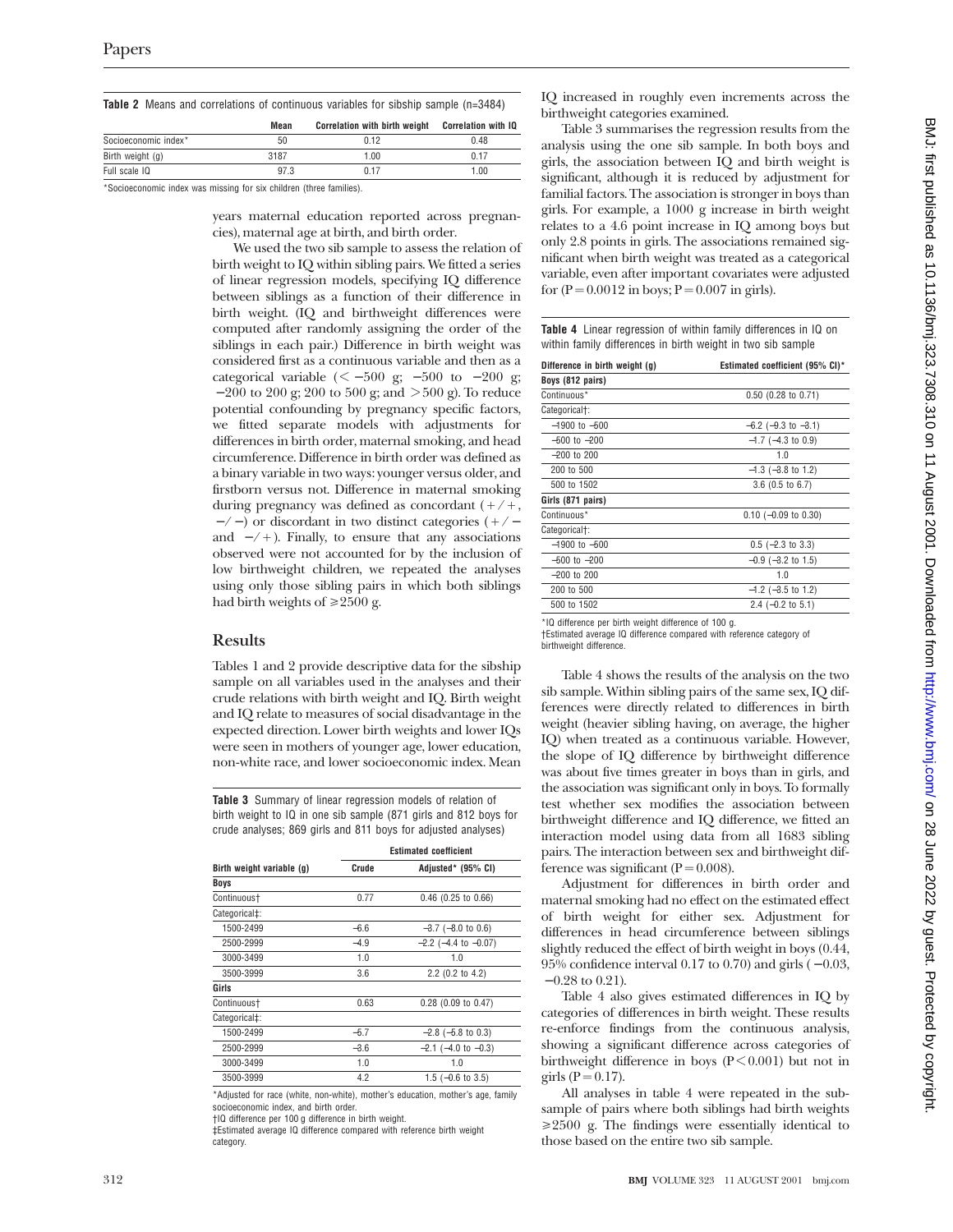**Table 2** Means and correlations of continuous variables for sibship sample (n=3484)

| | Mean | Correlation with birth weight | Correlation with IQ |
|---|---|---|---|
| Socioeconomic index* | 50 | 0.12 | 0.48 |
| Birth weight (g) | 3187 | 1.00 | 0.17 |
| Full scale IQ | 97.3 | 0.17 | 1.00 |

*Socioeconomic index was missing for six children (three families).

years maternal education reported across pregnancies), maternal age at birth, and birth order.

We used the two sib sample to assess the relation of birth weight to IQ within sibling pairs. We fitted a series of linear regression models, specifying IQ difference between siblings as a function of their difference in birth weight. (IQ and birthweight differences were computed after randomly assigning the order of the siblings in each pair.) Difference in birth weight was considered first as a continuous variable and then as a categorical variable (< −500 g; −500 to −200 g; −200 to 200 g; 200 to 500 g; and >500 g). To reduce potential confounding by pregnancy specific factors, we fitted separate models with adjustments for differences in birth order, maternal smoking, and head circumference. Difference in birth order was defined as a binary variable in two ways: younger versus older, and firstborn versus not. Difference in maternal smoking during pregnancy was defined as concordant (+/+, −/−) or discordant in two distinct categories (+/− and −/+). Finally, to ensure that any associations observed were not accounted for by the inclusion of low birthweight children, we repeated the analyses using only those sibling pairs in which both siblings had birth weights of ≥2500 g.

## Results

Tables 1 and 2 provide descriptive data for the sibship sample on all variables used in the analyses and their crude relations with birth weight and IQ. Birth weight and IQ relate to measures of social disadvantage in the expected direction. Lower birth weights and lower IQs were seen in mothers of younger age, lower education, non-white race, and lower socioeconomic index. Mean IQ increased in roughly even increments across the birthweight categories examined.

**Table 3** Summary of linear regression models of relation of birth weight to IQ in one sib sample (871 girls and 812 boys for crude analyses; 869 girls and 811 boys for adjusted analyses)

| Birth weight variable (g) | Estimated coefficient | |
|---|---|---|
| | Crude | Adjusted* (95% CI) |
| **Boys** | | |
| Continuous† | 0.77 | 0.46 (0.25 to 0.66) |
| Categorical‡: | | |
| 1500-2499 | −6.6 | −3.7 (−8.0 to 0.6) |
| 2500-2999 | −4.9 | −2.2 (−4.4 to −0.07) |
| 3000-3499 | 1.0 | 1.0 |
| 3500-3999 | 3.6 | 2.2 (0.2 to 4.2) |
| **Girls** | | |
| Continuous† | 0.63 | 0.28 (0.09 to 0.47) |
| Categorical‡: | | |
| 1500-2499 | −6.7 | −2.8 (−5.8 to 0.3) |
| 2500-2999 | −3.6 | −2.1 (−4.0 to −0.3) |
| 3000-3499 | 1.0 | 1.0 |
| 3500-3999 | 4.2 | 1.5 (−0.6 to 3.5) |

*Adjusted for race (white, non-white), mother's education, mother's age, family socioeconomic index, and birth order.
†IQ difference per 100 g difference in birth weight.
‡Estimated average IQ difference compared with reference birth weight category.

Table 3 summarises the regression results from the analysis using the one sib sample. In both boys and girls, the association between IQ and birth weight is significant, although it is reduced by adjustment for familial factors. The association is stronger in boys than girls. For example, a 1000 g increase in birth weight relates to a 4.6 point increase in IQ among boys but only 2.8 points in girls. The associations remained significant when birth weight was treated as a categorical variable, even after important covariates were adjusted for (P=0.0012 in boys; P=0.007 in girls).

**Table 4** Linear regression of within family differences in IQ on within family differences in birth weight in two sib sample

| Difference in birth weight (g) | Estimated coefficient (95% CI)* |
|---|---|
| **Boys (812 pairs)** | |
| Continuous* | 0.50 (0.28 to 0.71) |
| Categorical†: | |
| −1900 to −600 | −6.2 (−9.3 to −3.1) |
| −600 to −200 | −1.7 (−4.3 to 0.9) |
| −200 to 200 | 1.0 |
| 200 to 500 | −1.3 (−3.8 to 1.2) |
| 500 to 1502 | 3.6 (0.5 to 6.7) |
| **Girls (871 pairs)** | |
| Continuous* | 0.10 (−0.09 to 0.30) |
| Categorical†: | |
| −1900 to −600 | 0.5 (−2.3 to 3.3) |
| −600 to −200 | −0.9 (−3.2 to 1.5) |
| −200 to 200 | 1.0 |
| 200 to 500 | −1.2 (−3.5 to 1.2) |
| 500 to 1502 | 2.4 (−0.2 to 5.1) |

*IQ difference per birth weight difference of 100 g.
†Estimated average IQ difference compared with reference category of birthweight difference.

Table 4 shows the results of the analysis on the two sib sample. Within sibling pairs of the same sex, IQ differences were directly related to differences in birth weight (heavier sibling having, on average, the higher IQ) when treated as a continuous variable. However, the slope of IQ difference by birthweight difference was about five times greater in boys than in girls, and the association was significant only in boys. To formally test whether sex modifies the association between birthweight difference and IQ difference, we fitted an interaction model using data from all 1683 sibling pairs. The interaction between sex and birthweight difference was significant (P=0.008).

Adjustment for differences in birth order and maternal smoking had no effect on the estimated effect of birth weight for either sex. Adjustment for differences in head circumference between siblings slightly reduced the effect of birth weight in boys (0.44, 95% confidence interval 0.17 to 0.70) and girls (−0.03, −0.28 to 0.21).

Table 4 also gives estimated differences in IQ by categories of differences in birth weight. These results re-enforce findings from the continuous analysis, showing a significant difference across categories of birthweight difference in boys (P<0.001) but not in girls (P=0.17).

All analyses in table 4 were repeated in the subsample of pairs where both siblings had birth weights ≥2500 g. The findings were essentially identical to those based on the entire two sib sample.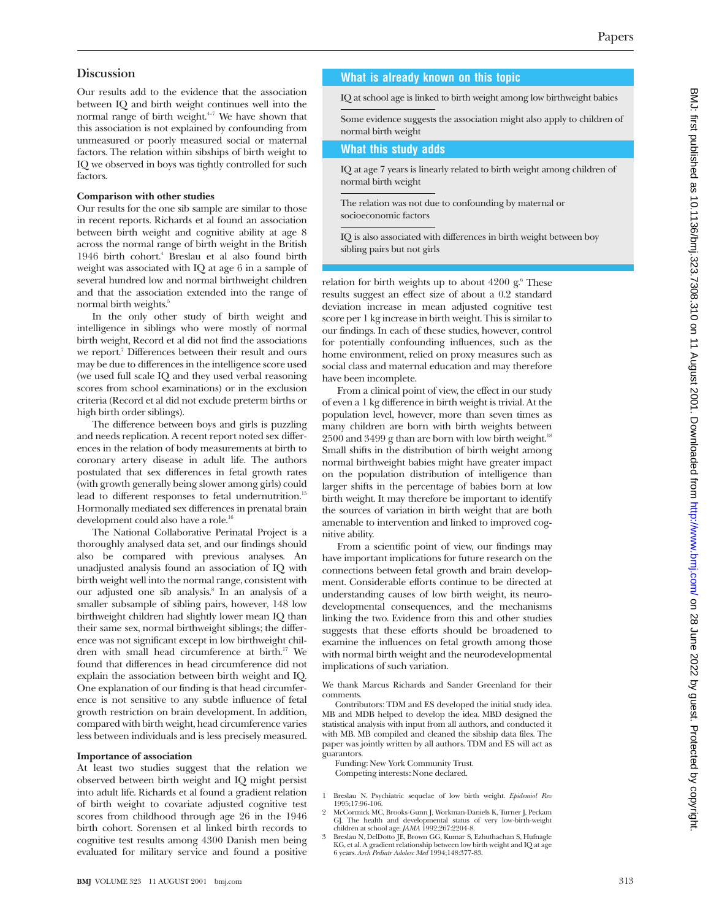## Discussion

Our results add to the evidence that the association between IQ and birth weight continues well into the normal range of birth weight.[4-7] We have shown that this association is not explained by confounding from unmeasured or poorly measured social or maternal factors. The relation within sibships of birth weight to IQ we observed in boys was tightly controlled for such factors.

### Comparison with other studies

Our results for the one sib sample are similar to those in recent reports. Richards et al found an association between birth weight and cognitive ability at age 8 across the normal range of birth weight in the British 1946 birth cohort.[4] Breslau et al also found birth weight was associated with IQ at age 6 in a sample of several hundred low and normal birthweight children and that the association extended into the range of normal birth weights.[5]

In the only other study of birth weight and intelligence in siblings who were mostly of normal birth weight, Record et al did not find the associations we report.[7] Differences between their result and ours may be due to differences in the intelligence score used (we used full scale IQ and they used verbal reasoning scores from school examinations) or in the exclusion criteria (Record et al did not exclude preterm births or high birth order siblings).

The difference between boys and girls is puzzling and needs replication. A recent report noted sex differences in the relation of body measurements at birth to coronary artery disease in adult life. The authors postulated that sex differences in fetal growth rates (with growth generally being slower among girls) could lead to different responses to fetal undernutrition.[15] Hormonally mediated sex differences in prenatal brain development could also have a role.[16]

The National Collaborative Perinatal Project is a thoroughly analysed data set, and our findings should also be compared with previous analyses. An unadjusted analysis found an association of IQ with birth weight well into the normal range, consistent with our adjusted one sib analysis.[8] In an analysis of a smaller subsample of sibling pairs, however, 148 low birthweight children had slightly lower mean IQ than their same sex, normal birthweight siblings; the difference was not significant except in low birthweight children with small head circumference at birth.[17] We found that differences in head circumference did not explain the association between birth weight and IQ. One explanation of our finding is that head circumference is not sensitive to any subtle influence of fetal growth restriction on brain development. In addition, compared with birth weight, head circumference varies less between individuals and is less precisely measured.

### Importance of association

At least two studies suggest that the relation we observed between birth weight and IQ might persist into adult life. Richards et al found a gradient relation of birth weight to covariate adjusted cognitive test scores from childhood through age 26 in the 1946 birth cohort. Sorensen et al linked birth records to cognitive test results among 4300 Danish men being evaluated for military service and found a positive relation for birth weights up to about 4200 g.[6] These results suggest an effect size of about a 0.2 standard deviation increase in mean adjusted cognitive test score per 1 kg increase in birth weight. This is similar to our findings. In each of these studies, however, control for potentially confounding influences, such as the home environment, relied on proxy measures such as social class and maternal education and may therefore have been incomplete.

From a clinical point of view, the effect in our study of even a 1 kg difference in birth weight is trivial. At the population level, however, more than seven times as many children are born with birth weights between 2500 and 3499 g than are born with low birth weight.[18] Small shifts in the distribution of birth weight among normal birthweight babies might have greater impact on the population distribution of intelligence than larger shifts in the percentage of babies born at low birth weight. It may therefore be important to identify the sources of variation in birth weight that are both amenable to intervention and linked to improved cognitive ability.

From a scientific point of view, our findings may have important implications for future research on the connections between fetal growth and brain development. Considerable efforts continue to be directed at understanding causes of low birth weight, its neurodevelopmental consequences, and the mechanisms linking the two. Evidence from this and other studies suggests that these efforts should be broadened to examine the influences on fetal growth among those with normal birth weight and the neurodevelopmental implications of such variation.

#### What is already known on this topic

IQ at school age is linked to birth weight among low birthweight babies

Some evidence suggests the association might also apply to children of normal birth weight

#### What this study adds

IQ at age 7 years is linearly related to birth weight among children of normal birth weight

The relation was not due to confounding by maternal or socioeconomic factors

IQ is also associated with differences in birth weight between boy sibling pairs but not girls

We thank Marcus Richards and Sander Greenland for their comments.

Contributors: TDM and ES developed the initial study idea. MB and MDB helped to develop the idea. MBD designed the statistical analysis with input from all authors, and conducted it with MB. MB compiled and cleaned the sibship data files. The paper was jointly written by all authors. TDM and ES will act as guarantors.

Funding: New York Community Trust.

Competing interests: None declared.

1. Breslau N. Psychiatric sequelae of low birth weight. *Epidemiol Rev* 1995;17:96-106.
2. McCormick MC, Brooks-Gunn J, Workman-Daniels K, Turner J, Peckam GJ. The health and developmental status of very low-birth-weight children at school age. *JAMA* 1992;267:2204-8.
3. Breslau N, DelDotto JE, Brown GG, Kumar S, Ezhuthachan S, Hufnagle KG, et al. A gradient relationship between low birth weight and IQ at age 6 years. *Arch Pediatr Adolesc Med* 1994;148:377-83.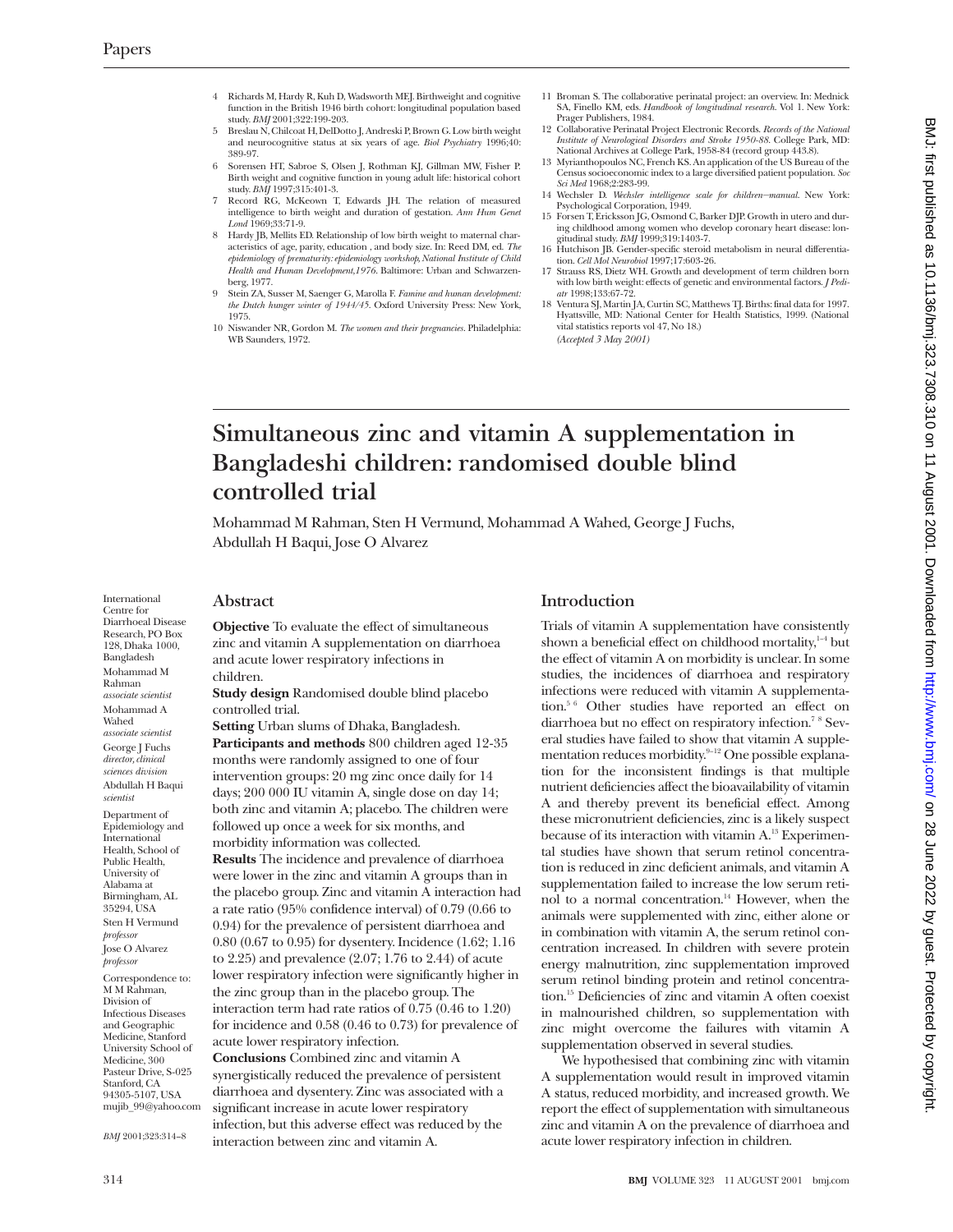4 Richards M, Hardy R, Kuh D, Wadsworth MEJ. Birthweight and cognitive function in the British 1946 birth cohort: longitudinal population based study. *BMJ* 2001;322:199-203.
5 Breslau N, Chilcoat H, DelDotto J, Andreski P, Brown G. Low birth weight and neurocognitive status at six years of age. *Biol Psychiatry* 1996;40: 389-97.
6 Sorensen HT, Sabroe S, Olsen J, Rothman KJ, Gillman MW, Fisher P. Birth weight and cognitive function in young adult life: historical cohort study. *BMJ* 1997;315:401-3.
7 Record RG, McKeown T, Edwards JH. The relation of measured intelligence to birth weight and duration of gestation. *Ann Hum Genet Lond* 1969;33:71-9.
8 Hardy JB, Mellits ED. Relationship of low birth weight to maternal characteristics of age, parity, education , and body size. In: Reed DM, ed. *The epidemiology of prematurity: epidemiology workshop, National Institute of Child Health and Human Development,1976*. Baltimore: Urban and Schwarzenberg, 1977.
9 Stein ZA, Susser M, Saenger G, Marolla F. *Famine and human development: the Dutch hunger winter of 1944/45*. Oxford University Press: New York, 1975.
10 Niswander NR, Gordon M. *The women and their pregnancies*. Philadelphia: WB Saunders, 1972.
11 Broman S. The collaborative perinatal project: an overview. In: Mednick SA, Finello KM, eds. *Handbook of longitudinal research*. Vol 1. New York: Prager Publishers, 1984.
12 Collaborative Perinatal Project Electronic Records. *Records of the National Institute of Neurological Disorders and Stroke 1950-88*. College Park, MD: National Archives at College Park, 1958-84 (record group 443.8).
13 Myrianthopoulos NC, French KS. An application of the US Bureau of the Census socioeconomic index to a large diversified patient population. *Soc Sci Med* 1968;2:283-99.
14 Wechsler D. *Wechsler intelligence scale for children—manual*. New York: Psychological Corporation, 1949.
15 Forsen T, Ericksson JG, Osmond C, Barker DJP. Growth in utero and during childhood among women who develop coronary heart disease: longitudinal study. *BMJ* 1999;319:1403-7.
16 Hutchison JB. Gender-specific steroid metabolism in neural differentiation. *Cell Mol Neurobiol* 1997;17:603-26.
17 Strauss RS, Dietz WH. Growth and development of term children born with low birth weight: effects of genetic and environmental factors. *J Pediatr* 1998;133:67-72.
18 Ventura SJ, Martin JA, Curtin SC, Matthews TJ. Births: final data for 1997. Hyattsville, MD: National Center for Health Statistics, 1999. (National vital statistics reports vol 47, No 18.)

*(Accepted 3 May 2001)*

# Simultaneous zinc and vitamin A supplementation in Bangladeshi children: randomised double blind controlled trial

Mohammad M Rahman, Sten H Vermund, Mohammad A Wahed, George J Fuchs, Abdullah H Baqui, Jose O Alvarez

International Centre for Diarrhoeal Disease Research, PO Box 128, Dhaka 1000, Bangladesh
Mohammad M Rahman *associate scientist*
Mohammad A Wahed *associate scientist*
George J Fuchs *director, clinical sciences division*
Abdullah H Baqui *scientist*

Department of Epidemiology and International Health, School of Public Health, University of Alabama at Birmingham, AL 35294, USA
Sten H Vermund *professor*
Jose O Alvarez *professor*

Correspondence to: M M Rahman, Division of Infectious Diseases and Geographic Medicine, Stanford University School of Medicine, 300 Pasteur Drive, S-025 Stanford, CA 94305-5107, USA mujib_99@yahoo.com

*BMJ* 2001;323:314–8

## Abstract

**Objective** To evaluate the effect of simultaneous zinc and vitamin A supplementation on diarrhoea and acute lower respiratory infections in children.

**Study design** Randomised double blind placebo controlled trial.

**Setting** Urban slums of Dhaka, Bangladesh.

**Participants and methods** 800 children aged 12-35 months were randomly assigned to one of four intervention groups: 20 mg zinc once daily for 14 days; 200 000 IU vitamin A, single dose on day 14; both zinc and vitamin A; placebo. The children were followed up once a week for six months, and morbidity information was collected.

**Results** The incidence and prevalence of diarrhoea were lower in the zinc and vitamin A groups than in the placebo group. Zinc and vitamin A interaction had a rate ratio (95% confidence interval) of 0.79 (0.66 to 0.94) for the prevalence of persistent diarrhoea and 0.80 (0.67 to 0.95) for dysentery. Incidence (1.62; 1.16 to 2.25) and prevalence (2.07; 1.76 to 2.44) of acute lower respiratory infection were significantly higher in the zinc group than in the placebo group. The interaction term had rate ratios of 0.75 (0.46 to 1.20) for incidence and 0.58 (0.46 to 0.73) for prevalence of acute lower respiratory infection.

**Conclusions** Combined zinc and vitamin A synergistically reduced the prevalence of persistent diarrhoea and dysentery. Zinc was associated with a significant increase in acute lower respiratory infection, but this adverse effect was reduced by the interaction between zinc and vitamin A.

## Introduction

Trials of vitamin A supplementation have consistently shown a beneficial effect on childhood mortality,[1–4] but the effect of vitamin A on morbidity is unclear. In some studies, the incidences of diarrhoea and respiratory infections were reduced with vitamin A supplementation.[5 6] Other studies have reported an effect on diarrhoea but no effect on respiratory infection.[7 8] Several studies have failed to show that vitamin A supplementation reduces morbidity.[9–12] One possible explanation for the inconsistent findings is that multiple nutrient deficiencies affect the bioavailability of vitamin A and thereby prevent its beneficial effect. Among these micronutrient deficiencies, zinc is a likely suspect because of its interaction with vitamin A.[13] Experimental studies have shown that serum retinol concentration is reduced in zinc deficient animals, and vitamin A supplementation failed to increase the low serum retinol to a normal concentration.[14] However, when the animals were supplemented with zinc, either alone or in combination with vitamin A, the serum retinol concentration increased. In children with severe protein energy malnutrition, zinc supplementation improved serum retinol binding protein and retinol concentration.[15] Deficiencies of zinc and vitamin A often coexist in malnourished children, so supplementation with zinc might overcome the failures with vitamin A supplementation observed in several studies.

We hypothesised that combining zinc with vitamin A supplementation would result in improved vitamin A status, reduced morbidity, and increased growth. We report the effect of supplementation with simultaneous zinc and vitamin A on the prevalence of diarrhoea and acute lower respiratory infection in children.